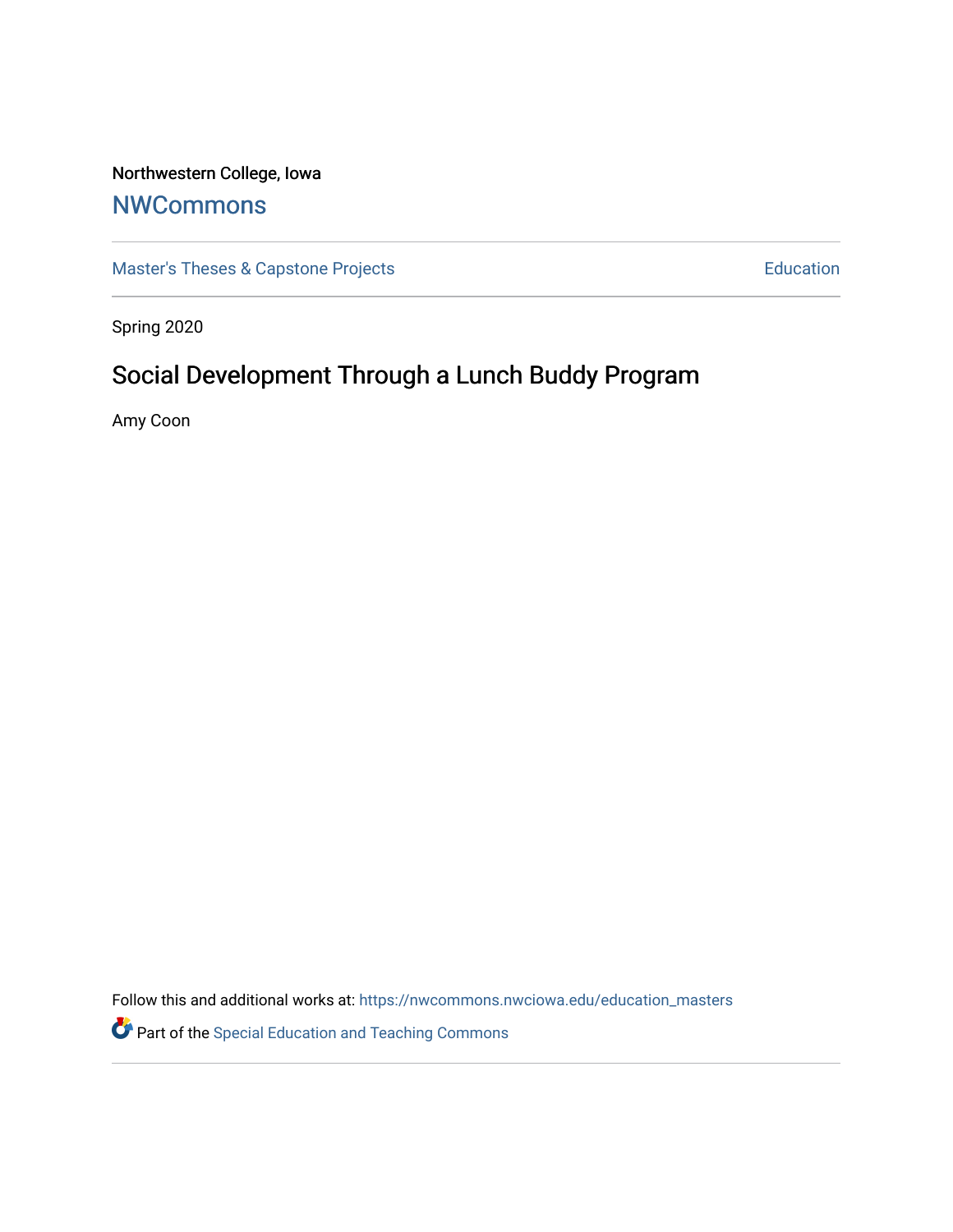Northwestern College, Iowa

## NWCommons

Master's Theses & Capstone Projects

Education

Spring 2020

# Social Development Through a Lunch Buddy Program

Amy Coon

Follow this and additional works at: https://nwcommons.nwciowa.edu/education_masters

Part of the Special Education and Teaching Commons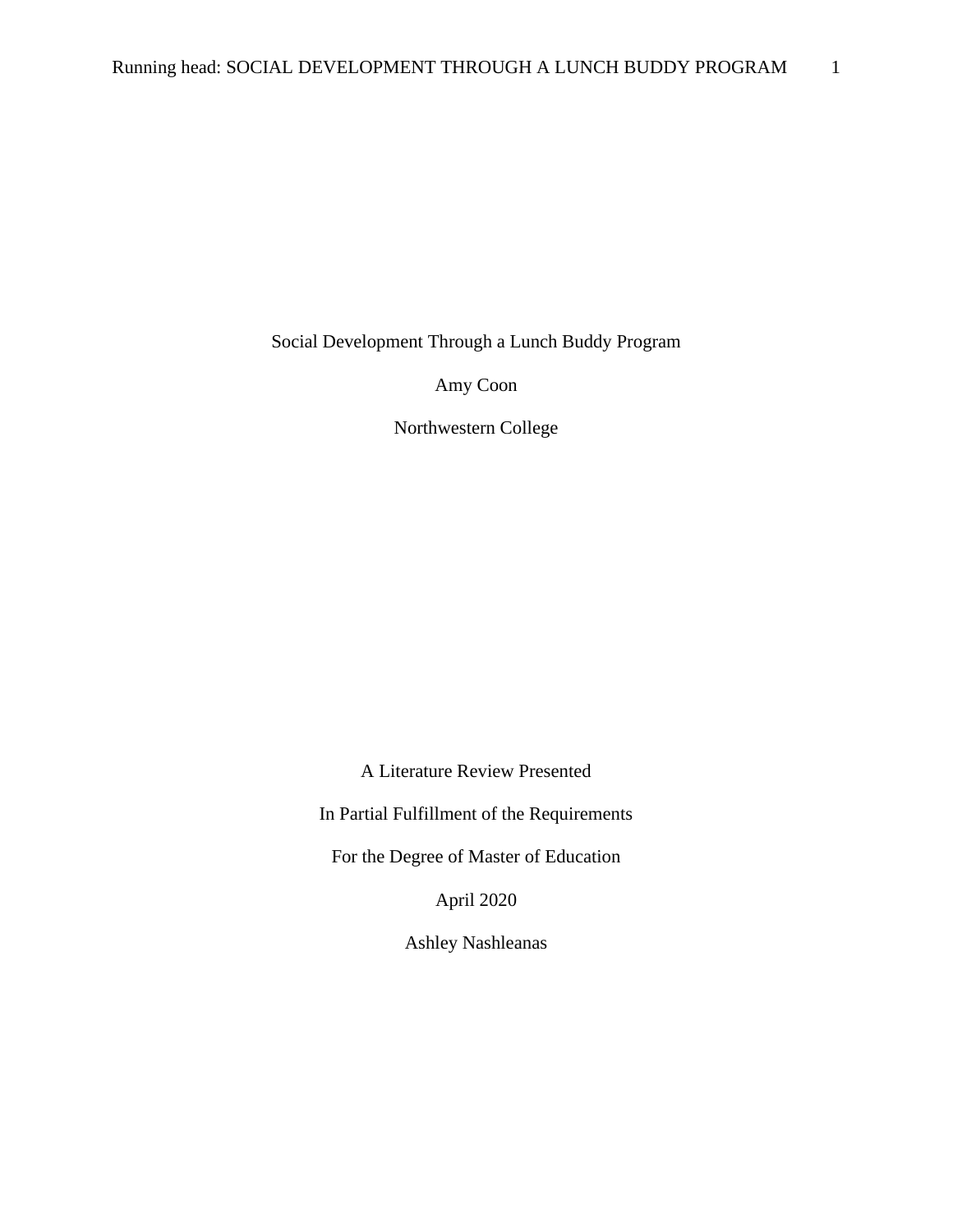Social Development Through a Lunch Buddy Program

Amy Coon

Northwestern College

A Literature Review Presented

In Partial Fulfillment of the Requirements

For the Degree of Master of Education

April 2020

Ashley Nashleanas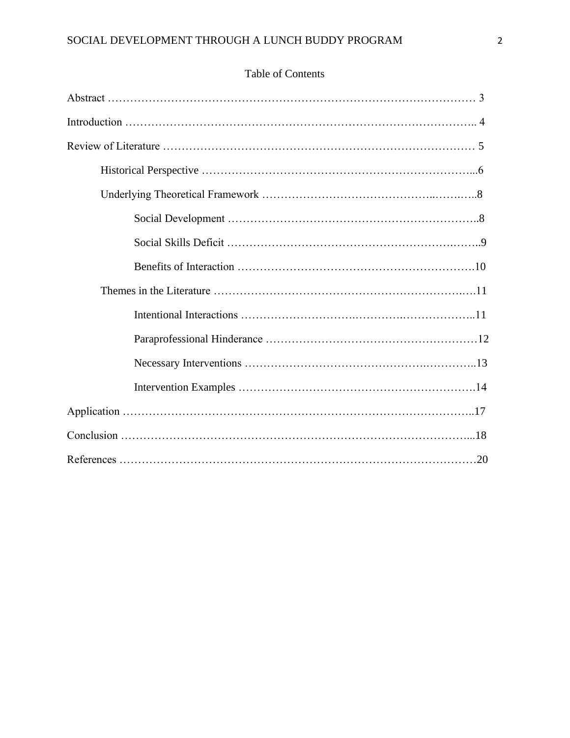Table of Contents

Abstract ……………………………………………………………………………………… 3

Introduction ………………………………………………………………………………….. 4

Review of Literature ………………………………………………………………………… 5

- Historical Perspective …………………………………………………………………...6
- Underlying Theoretical Framework ………………………………………..…….…..8
    - Social Development …………………………………………………………..8
    - Social Skills Deficit ………………………………………………………….…..9
    - Benefits of Interaction ……………………………………………………….10
- Themes in the Literature ……………………………………………………………..…11
    - Intentional Interactions ……………………….………….………………..11
    - Paraprofessional Hinderance …………………………………………………12
    - Necessary Interventions …………………………………….…………..13
    - Intervention Examples ……………………………………….………….14

Application ………………………………………………………………….…………..17

Conclusion …………………………………………………………………………………...18

References ……………………………………………………………………………………20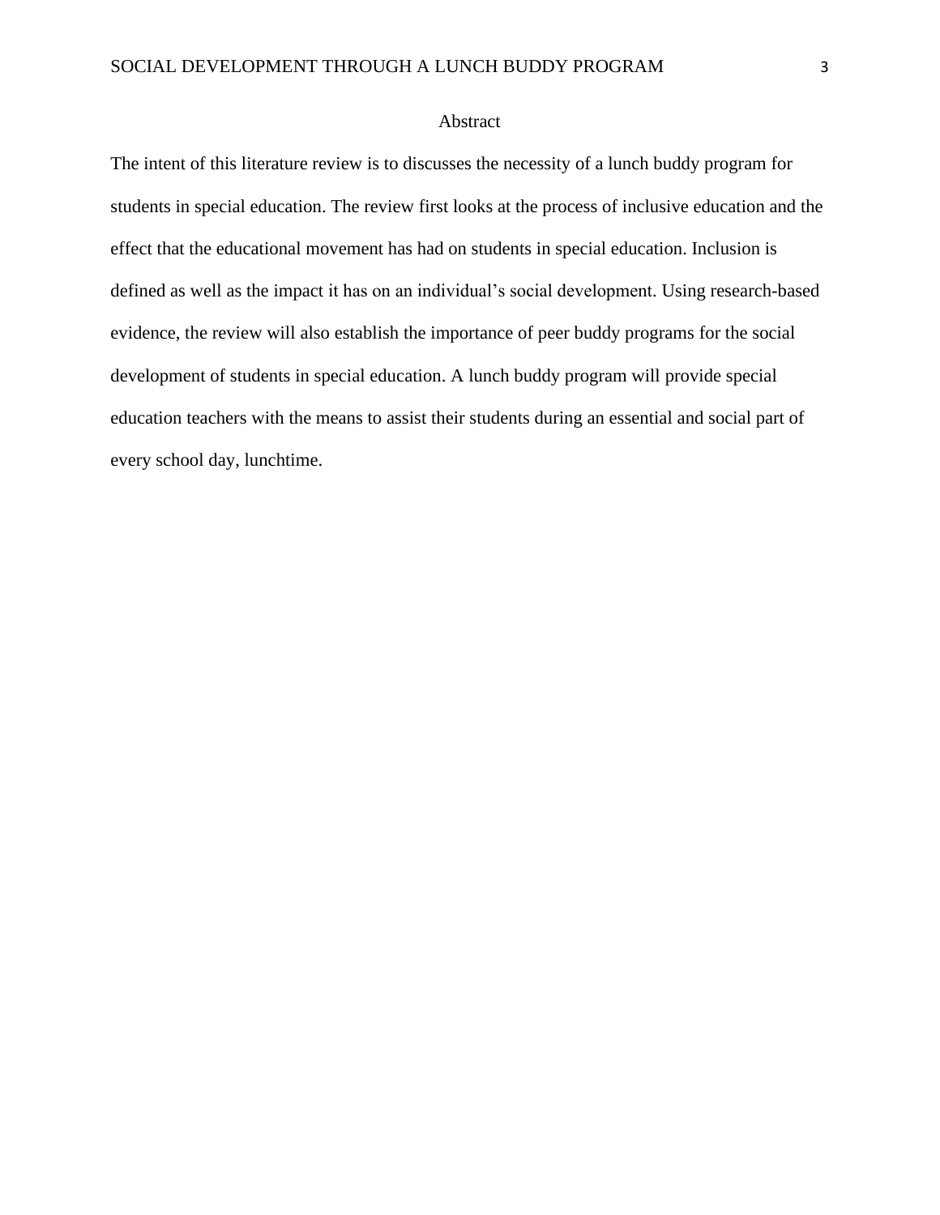# Abstract

The intent of this literature review is to discusses the necessity of a lunch buddy program for students in special education. The review first looks at the process of inclusive education and the effect that the educational movement has had on students in special education. Inclusion is defined as well as the impact it has on an individual's social development. Using research-based evidence, the review will also establish the importance of peer buddy programs for the social development of students in special education. A lunch buddy program will provide special education teachers with the means to assist their students during an essential and social part of every school day, lunchtime.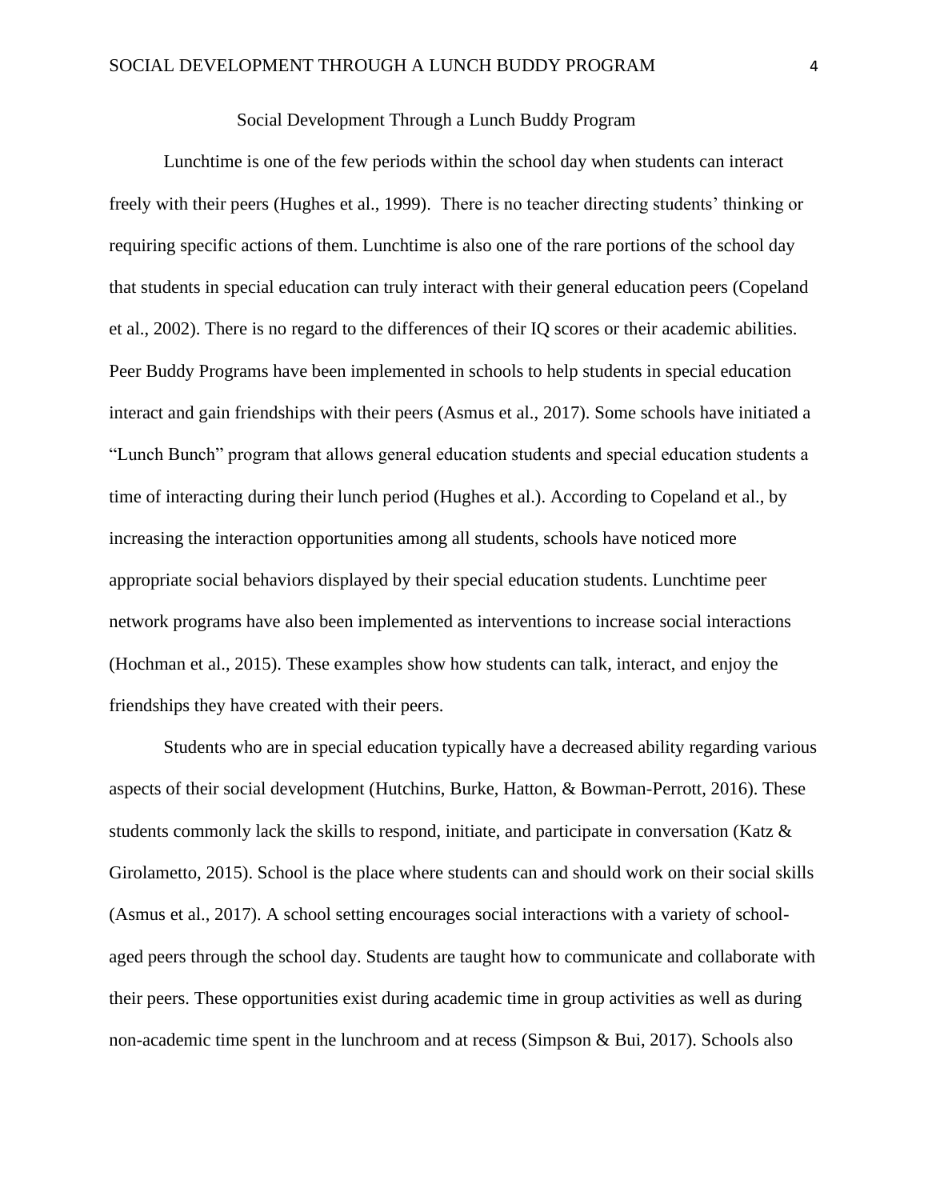# Social Development Through a Lunch Buddy Program

Lunchtime is one of the few periods within the school day when students can interact freely with their peers (Hughes et al., 1999). There is no teacher directing students' thinking or requiring specific actions of them. Lunchtime is also one of the rare portions of the school day that students in special education can truly interact with their general education peers (Copeland et al., 2002). There is no regard to the differences of their IQ scores or their academic abilities. Peer Buddy Programs have been implemented in schools to help students in special education interact and gain friendships with their peers (Asmus et al., 2017). Some schools have initiated a "Lunch Bunch" program that allows general education students and special education students a time of interacting during their lunch period (Hughes et al.). According to Copeland et al., by increasing the interaction opportunities among all students, schools have noticed more appropriate social behaviors displayed by their special education students. Lunchtime peer network programs have also been implemented as interventions to increase social interactions (Hochman et al., 2015). These examples show how students can talk, interact, and enjoy the friendships they have created with their peers.

Students who are in special education typically have a decreased ability regarding various aspects of their social development (Hutchins, Burke, Hatton, & Bowman-Perrott, 2016). These students commonly lack the skills to respond, initiate, and participate in conversation (Katz & Girolametto, 2015). School is the place where students can and should work on their social skills (Asmus et al., 2017). A school setting encourages social interactions with a variety of school-aged peers through the school day. Students are taught how to communicate and collaborate with their peers. These opportunities exist during academic time in group activities as well as during non-academic time spent in the lunchroom and at recess (Simpson & Bui, 2017). Schools also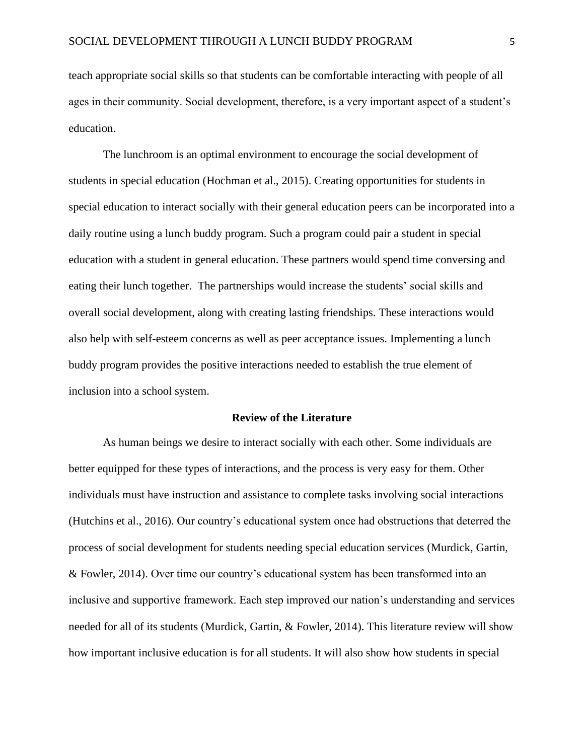teach appropriate social skills so that students can be comfortable interacting with people of all ages in their community. Social development, therefore, is a very important aspect of a student's education.

The lunchroom is an optimal environment to encourage the social development of students in special education (Hochman et al., 2015). Creating opportunities for students in special education to interact socially with their general education peers can be incorporated into a daily routine using a lunch buddy program. Such a program could pair a student in special education with a student in general education. These partners would spend time conversing and eating their lunch together. The partnerships would increase the students' social skills and overall social development, along with creating lasting friendships. These interactions would also help with self-esteem concerns as well as peer acceptance issues. Implementing a lunch buddy program provides the positive interactions needed to establish the true element of inclusion into a school system.

## Review of the Literature

As human beings we desire to interact socially with each other. Some individuals are better equipped for these types of interactions, and the process is very easy for them. Other individuals must have instruction and assistance to complete tasks involving social interactions (Hutchins et al., 2016). Our country's educational system once had obstructions that deterred the process of social development for students needing special education services (Murdick, Gartin, & Fowler, 2014). Over time our country's educational system has been transformed into an inclusive and supportive framework. Each step improved our nation's understanding and services needed for all of its students (Murdick, Gartin, & Fowler, 2014). This literature review will show how important inclusive education is for all students. It will also show how students in special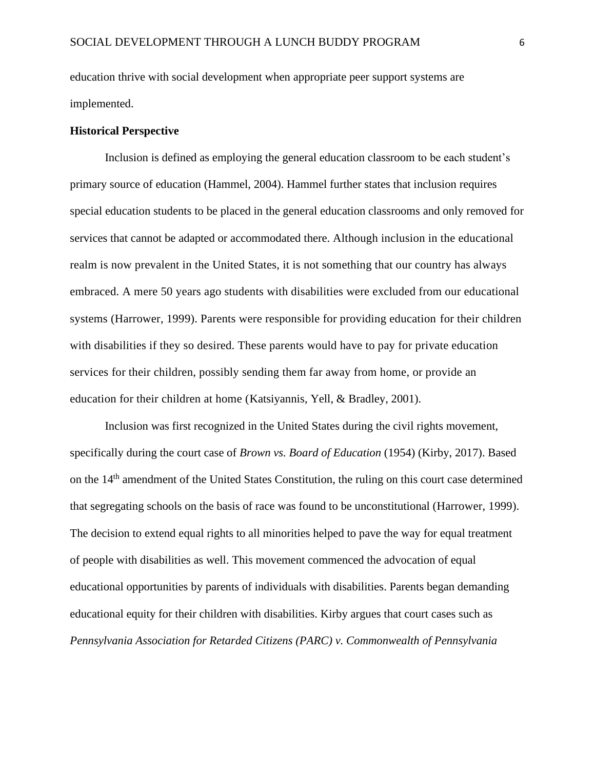education thrive with social development when appropriate peer support systems are implemented.

**Historical Perspective**

Inclusion is defined as employing the general education classroom to be each student's primary source of education (Hammel, 2004). Hammel further states that inclusion requires special education students to be placed in the general education classrooms and only removed for services that cannot be adapted or accommodated there. Although inclusion in the educational realm is now prevalent in the United States, it is not something that our country has always embraced. A mere 50 years ago students with disabilities were excluded from our educational systems (Harrower, 1999). Parents were responsible for providing education for their children with disabilities if they so desired. These parents would have to pay for private education services for their children, possibly sending them far away from home, or provide an education for their children at home (Katsiyannis, Yell, & Bradley, 2001).

Inclusion was first recognized in the United States during the civil rights movement, specifically during the court case of *Brown vs. Board of Education* (1954) (Kirby, 2017). Based on the 14th amendment of the United States Constitution, the ruling on this court case determined that segregating schools on the basis of race was found to be unconstitutional (Harrower, 1999). The decision to extend equal rights to all minorities helped to pave the way for equal treatment of people with disabilities as well. This movement commenced the advocation of equal educational opportunities by parents of individuals with disabilities. Parents began demanding educational equity for their children with disabilities. Kirby argues that court cases such as *Pennsylvania Association for Retarded Citizens (PARC) v. Commonwealth of Pennsylvania*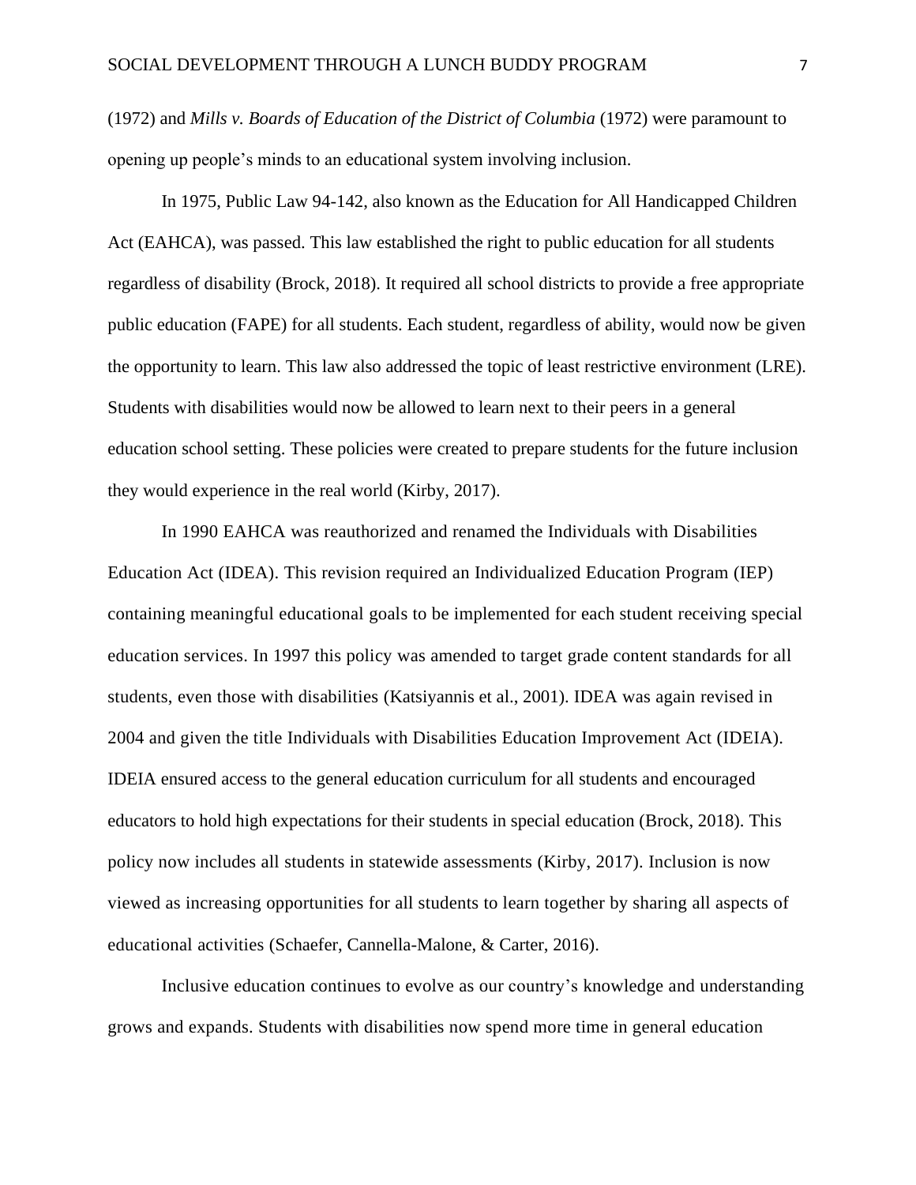(1972) and *Mills v. Boards of Education of the District of Columbia* (1972) were paramount to opening up people's minds to an educational system involving inclusion.

In 1975, Public Law 94-142, also known as the Education for All Handicapped Children Act (EAHCA), was passed. This law established the right to public education for all students regardless of disability (Brock, 2018). It required all school districts to provide a free appropriate public education (FAPE) for all students. Each student, regardless of ability, would now be given the opportunity to learn. This law also addressed the topic of least restrictive environment (LRE). Students with disabilities would now be allowed to learn next to their peers in a general education school setting. These policies were created to prepare students for the future inclusion they would experience in the real world (Kirby, 2017).

In 1990 EAHCA was reauthorized and renamed the Individuals with Disabilities Education Act (IDEA). This revision required an Individualized Education Program (IEP) containing meaningful educational goals to be implemented for each student receiving special education services. In 1997 this policy was amended to target grade content standards for all students, even those with disabilities (Katsiyannis et al., 2001). IDEA was again revised in 2004 and given the title Individuals with Disabilities Education Improvement Act (IDEIA). IDEIA ensured access to the general education curriculum for all students and encouraged educators to hold high expectations for their students in special education (Brock, 2018). This policy now includes all students in statewide assessments (Kirby, 2017). Inclusion is now viewed as increasing opportunities for all students to learn together by sharing all aspects of educational activities (Schaefer, Cannella-Malone, & Carter, 2016).

Inclusive education continues to evolve as our country's knowledge and understanding grows and expands. Students with disabilities now spend more time in general education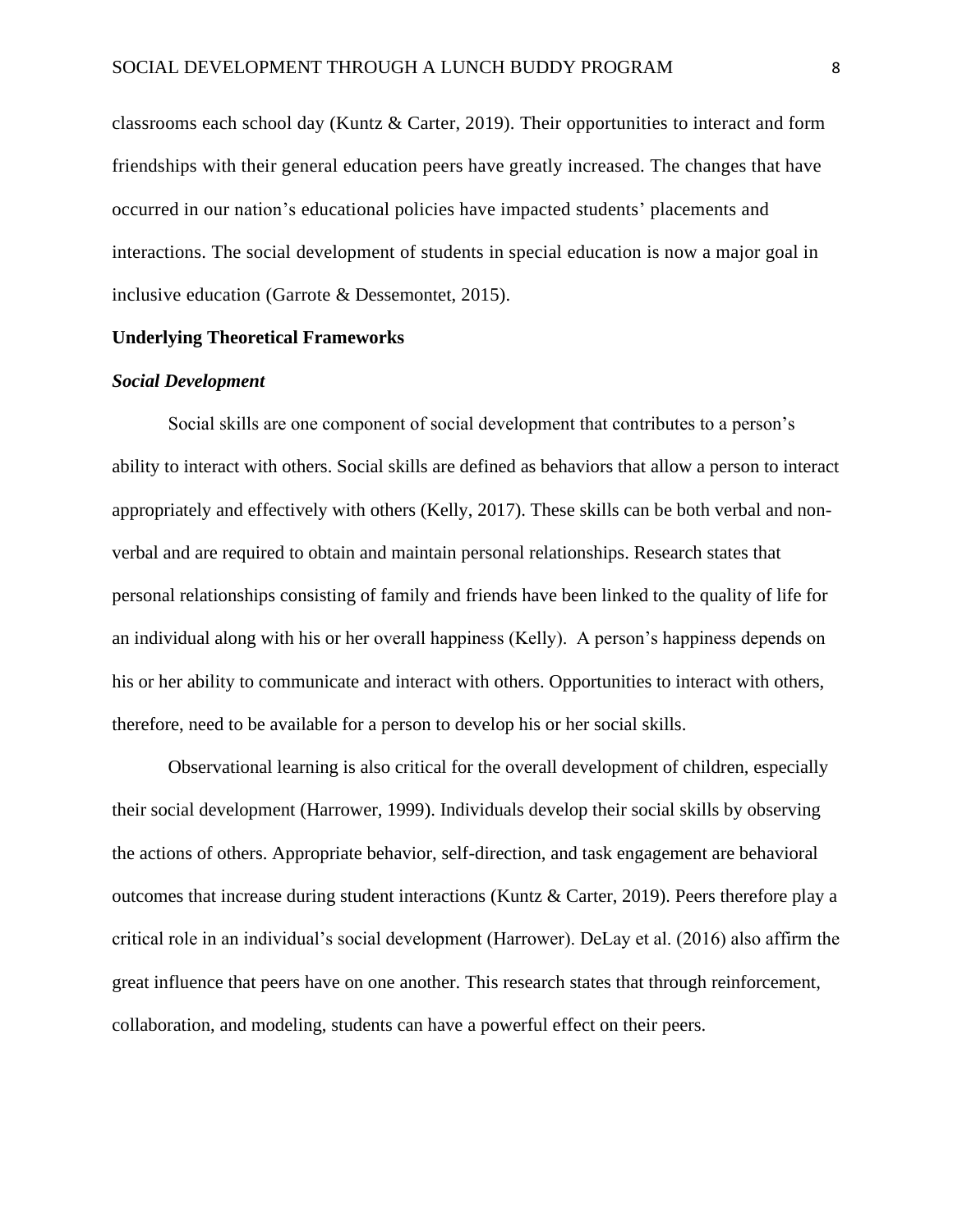classrooms each school day (Kuntz & Carter, 2019). Their opportunities to interact and form friendships with their general education peers have greatly increased. The changes that have occurred in our nation's educational policies have impacted students' placements and interactions. The social development of students in special education is now a major goal in inclusive education (Garrote & Dessemontet, 2015).

## Underlying Theoretical Frameworks

### *Social Development*

Social skills are one component of social development that contributes to a person's ability to interact with others. Social skills are defined as behaviors that allow a person to interact appropriately and effectively with others (Kelly, 2017). These skills can be both verbal and non-verbal and are required to obtain and maintain personal relationships. Research states that personal relationships consisting of family and friends have been linked to the quality of life for an individual along with his or her overall happiness (Kelly). A person's happiness depends on his or her ability to communicate and interact with others. Opportunities to interact with others, therefore, need to be available for a person to develop his or her social skills.

Observational learning is also critical for the overall development of children, especially their social development (Harrower, 1999). Individuals develop their social skills by observing the actions of others. Appropriate behavior, self-direction, and task engagement are behavioral outcomes that increase during student interactions (Kuntz & Carter, 2019). Peers therefore play a critical role in an individual's social development (Harrower). DeLay et al. (2016) also affirm the great influence that peers have on one another. This research states that through reinforcement, collaboration, and modeling, students can have a powerful effect on their peers.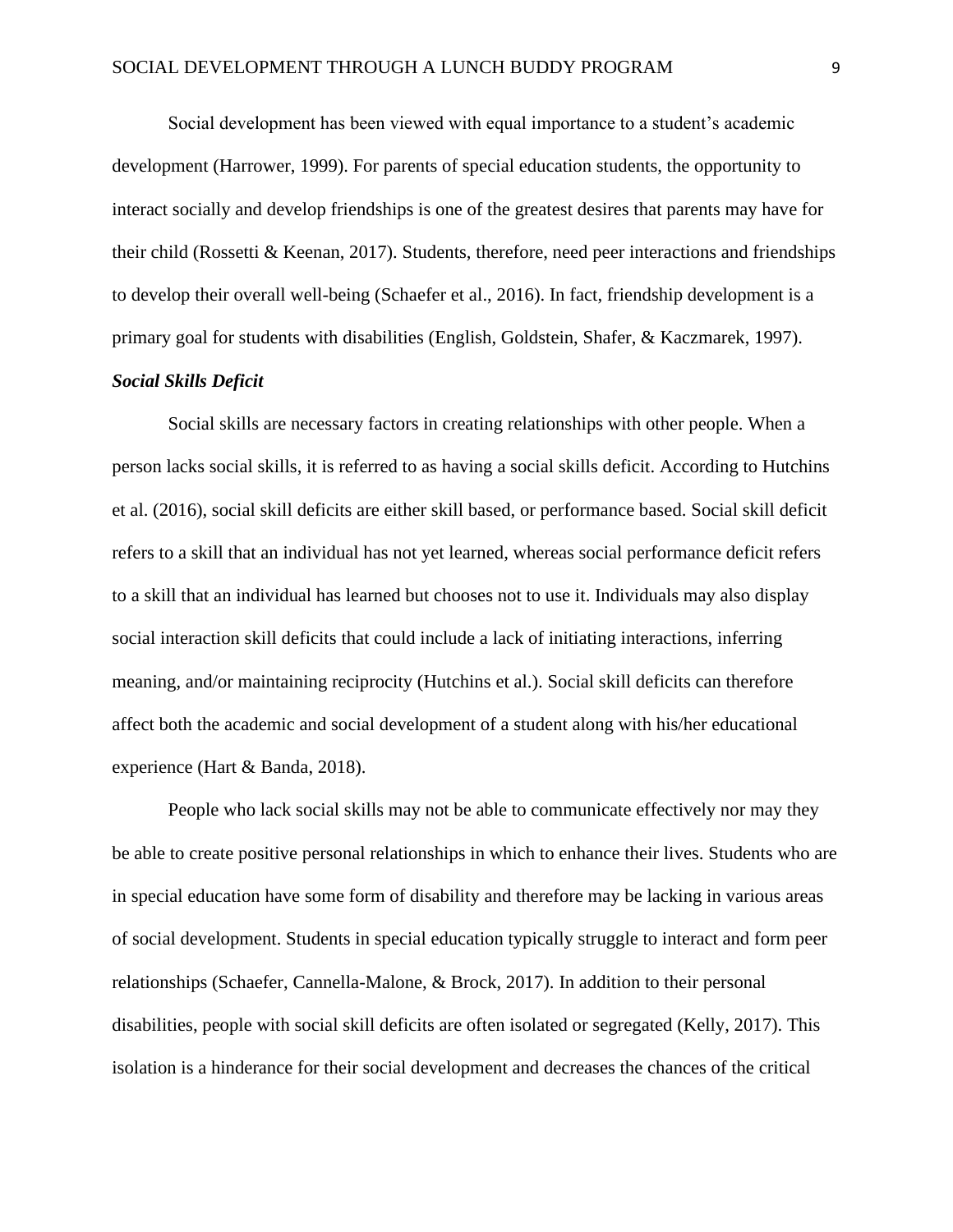Social development has been viewed with equal importance to a student's academic development (Harrower, 1999). For parents of special education students, the opportunity to interact socially and develop friendships is one of the greatest desires that parents may have for their child (Rossetti & Keenan, 2017). Students, therefore, need peer interactions and friendships to develop their overall well-being (Schaefer et al., 2016). In fact, friendship development is a primary goal for students with disabilities (English, Goldstein, Shafer, & Kaczmarek, 1997).

***Social Skills Deficit***

Social skills are necessary factors in creating relationships with other people. When a person lacks social skills, it is referred to as having a social skills deficit. According to Hutchins et al. (2016), social skill deficits are either skill based, or performance based. Social skill deficit refers to a skill that an individual has not yet learned, whereas social performance deficit refers to a skill that an individual has learned but chooses not to use it. Individuals may also display social interaction skill deficits that could include a lack of initiating interactions, inferring meaning, and/or maintaining reciprocity (Hutchins et al.). Social skill deficits can therefore affect both the academic and social development of a student along with his/her educational experience (Hart & Banda, 2018).

People who lack social skills may not be able to communicate effectively nor may they be able to create positive personal relationships in which to enhance their lives. Students who are in special education have some form of disability and therefore may be lacking in various areas of social development. Students in special education typically struggle to interact and form peer relationships (Schaefer, Cannella-Malone, & Brock, 2017). In addition to their personal disabilities, people with social skill deficits are often isolated or segregated (Kelly, 2017). This isolation is a hinderance for their social development and decreases the chances of the critical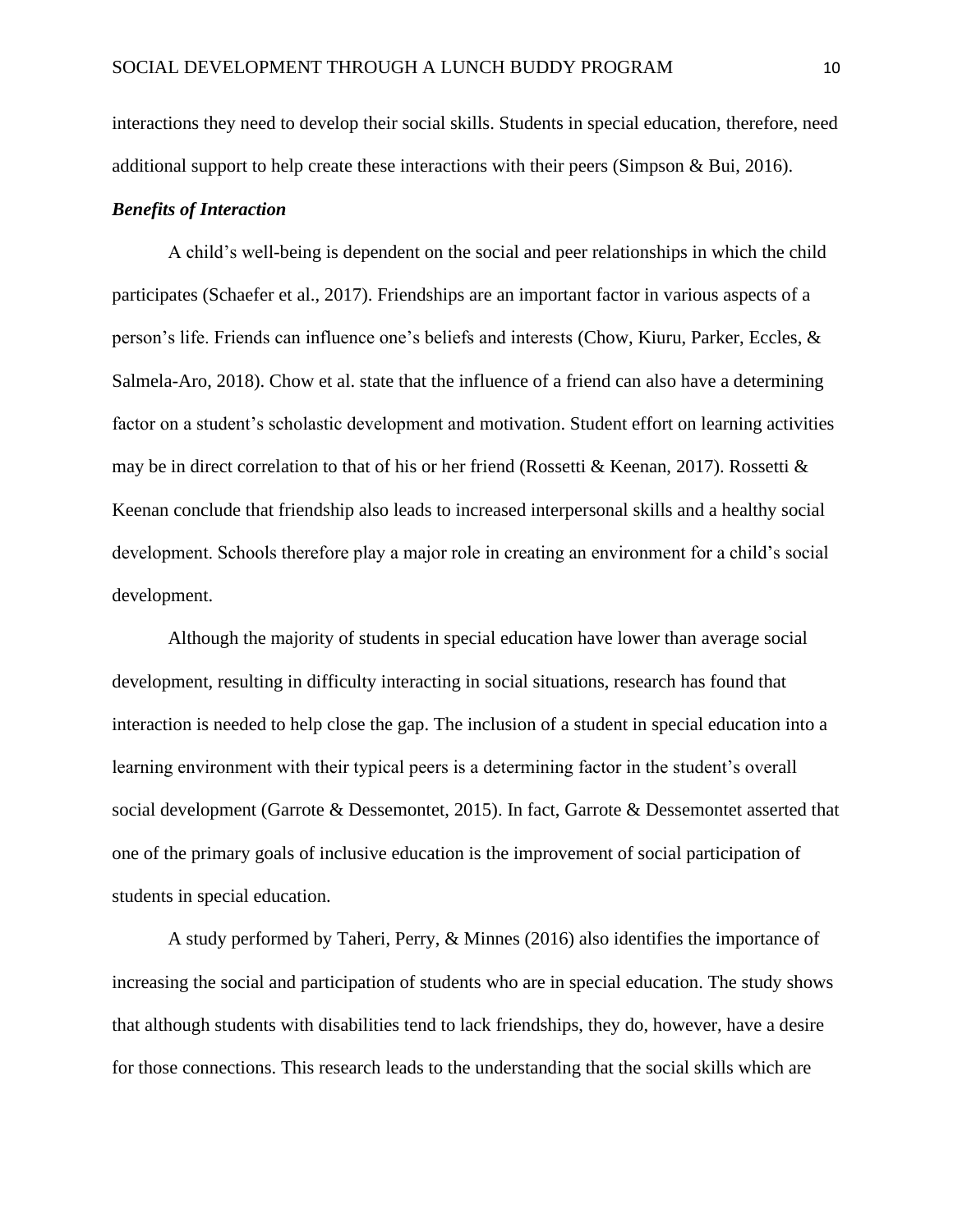interactions they need to develop their social skills. Students in special education, therefore, need additional support to help create these interactions with their peers (Simpson & Bui, 2016).

### ***Benefits of Interaction***

A child's well-being is dependent on the social and peer relationships in which the child participates (Schaefer et al., 2017). Friendships are an important factor in various aspects of a person's life. Friends can influence one's beliefs and interests (Chow, Kiuru, Parker, Eccles, & Salmela-Aro, 2018). Chow et al. state that the influence of a friend can also have a determining factor on a student's scholastic development and motivation. Student effort on learning activities may be in direct correlation to that of his or her friend (Rossetti & Keenan, 2017). Rossetti & Keenan conclude that friendship also leads to increased interpersonal skills and a healthy social development. Schools therefore play a major role in creating an environment for a child's social development.

Although the majority of students in special education have lower than average social development, resulting in difficulty interacting in social situations, research has found that interaction is needed to help close the gap. The inclusion of a student in special education into a learning environment with their typical peers is a determining factor in the student's overall social development (Garrote & Dessemontet, 2015). In fact, Garrote & Dessemontet asserted that one of the primary goals of inclusive education is the improvement of social participation of students in special education.

A study performed by Taheri, Perry, & Minnes (2016) also identifies the importance of increasing the social and participation of students who are in special education. The study shows that although students with disabilities tend to lack friendships, they do, however, have a desire for those connections. This research leads to the understanding that the social skills which are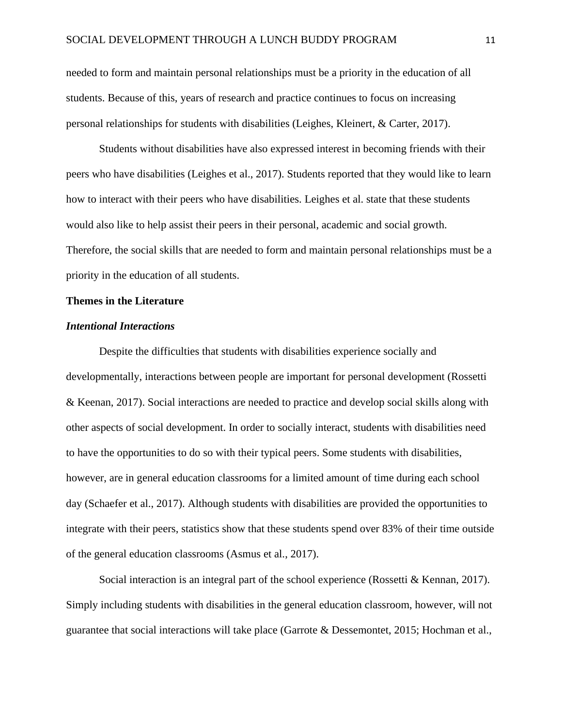needed to form and maintain personal relationships must be a priority in the education of all students. Because of this, years of research and practice continues to focus on increasing personal relationships for students with disabilities (Leighes, Kleinert, & Carter, 2017).

Students without disabilities have also expressed interest in becoming friends with their peers who have disabilities (Leighes et al., 2017). Students reported that they would like to learn how to interact with their peers who have disabilities. Leighes et al. state that these students would also like to help assist their peers in their personal, academic and social growth. Therefore, the social skills that are needed to form and maintain personal relationships must be a priority in the education of all students.

## Themes in the Literature

### *Intentional Interactions*

Despite the difficulties that students with disabilities experience socially and developmentally, interactions between people are important for personal development (Rossetti & Keenan, 2017). Social interactions are needed to practice and develop social skills along with other aspects of social development. In order to socially interact, students with disabilities need to have the opportunities to do so with their typical peers. Some students with disabilities, however, are in general education classrooms for a limited amount of time during each school day (Schaefer et al., 2017). Although students with disabilities are provided the opportunities to integrate with their peers, statistics show that these students spend over 83% of their time outside of the general education classrooms (Asmus et al., 2017).

Social interaction is an integral part of the school experience (Rossetti & Kennan, 2017). Simply including students with disabilities in the general education classroom, however, will not guarantee that social interactions will take place (Garrote & Dessemontet, 2015; Hochman et al.,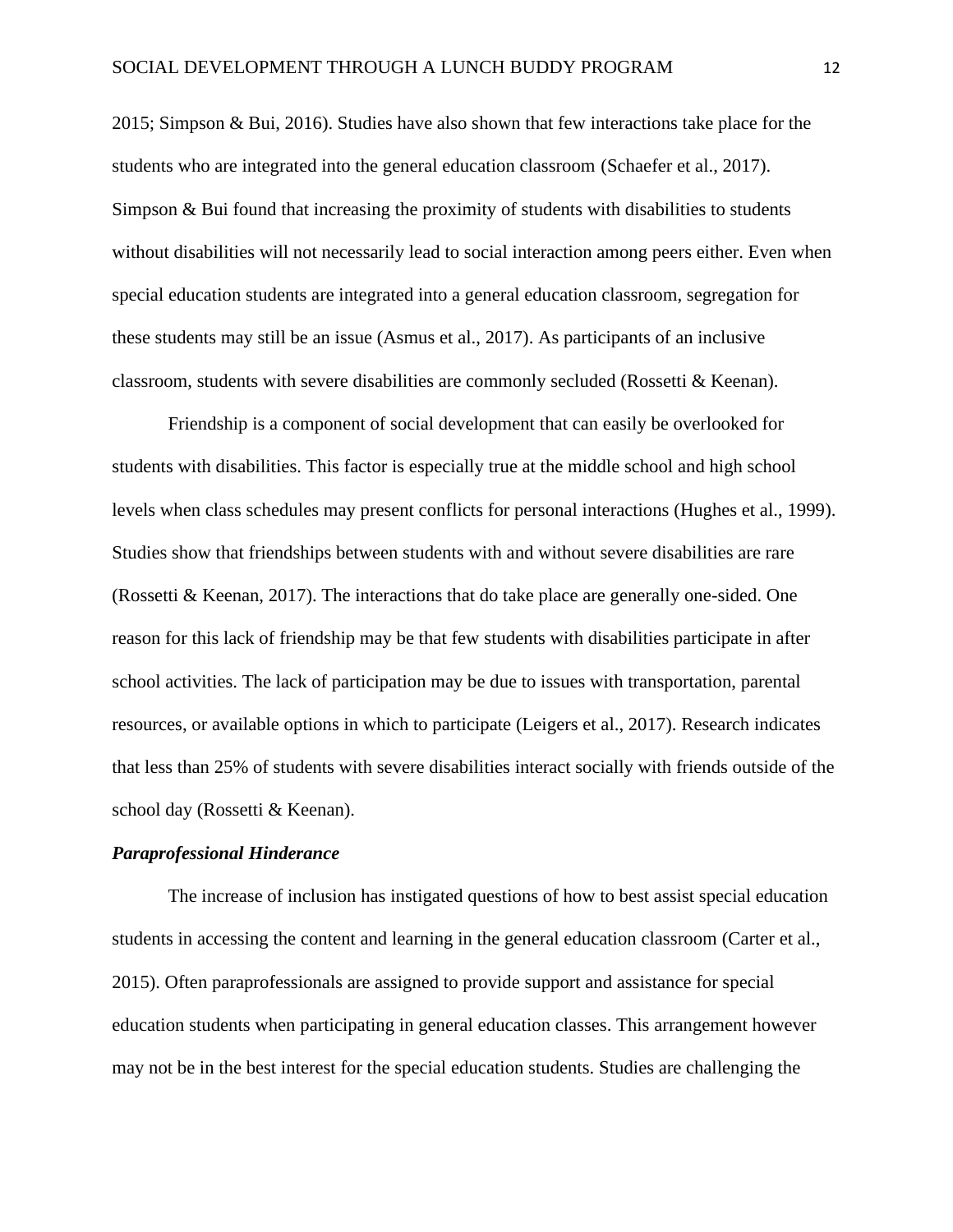2015; Simpson & Bui, 2016). Studies have also shown that few interactions take place for the students who are integrated into the general education classroom (Schaefer et al., 2017). Simpson & Bui found that increasing the proximity of students with disabilities to students without disabilities will not necessarily lead to social interaction among peers either. Even when special education students are integrated into a general education classroom, segregation for these students may still be an issue (Asmus et al., 2017). As participants of an inclusive classroom, students with severe disabilities are commonly secluded (Rossetti & Keenan).

Friendship is a component of social development that can easily be overlooked for students with disabilities. This factor is especially true at the middle school and high school levels when class schedules may present conflicts for personal interactions (Hughes et al., 1999). Studies show that friendships between students with and without severe disabilities are rare (Rossetti & Keenan, 2017). The interactions that do take place are generally one-sided. One reason for this lack of friendship may be that few students with disabilities participate in after school activities. The lack of participation may be due to issues with transportation, parental resources, or available options in which to participate (Leigers et al., 2017). Research indicates that less than 25% of students with severe disabilities interact socially with friends outside of the school day (Rossetti & Keenan).

### *Paraprofessional Hinderance*

The increase of inclusion has instigated questions of how to best assist special education students in accessing the content and learning in the general education classroom (Carter et al., 2015). Often paraprofessionals are assigned to provide support and assistance for special education students when participating in general education classes. This arrangement however may not be in the best interest for the special education students. Studies are challenging the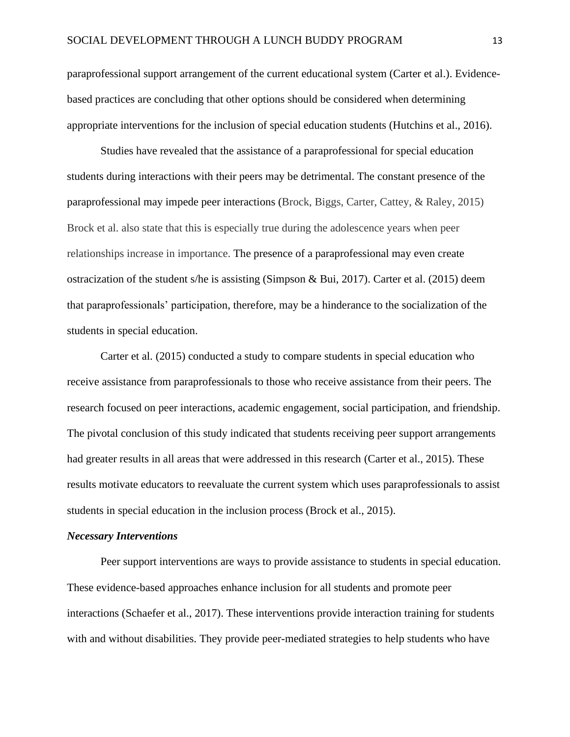paraprofessional support arrangement of the current educational system (Carter et al.). Evidence-based practices are concluding that other options should be considered when determining appropriate interventions for the inclusion of special education students (Hutchins et al., 2016).

Studies have revealed that the assistance of a paraprofessional for special education students during interactions with their peers may be detrimental. The constant presence of the paraprofessional may impede peer interactions (Brock, Biggs, Carter, Cattey, & Raley, 2015) Brock et al. also state that this is especially true during the adolescence years when peer relationships increase in importance. The presence of a paraprofessional may even create ostracization of the student s/he is assisting (Simpson & Bui, 2017). Carter et al. (2015) deem that paraprofessionals' participation, therefore, may be a hinderance to the socialization of the students in special education.

Carter et al. (2015) conducted a study to compare students in special education who receive assistance from paraprofessionals to those who receive assistance from their peers. The research focused on peer interactions, academic engagement, social participation, and friendship. The pivotal conclusion of this study indicated that students receiving peer support arrangements had greater results in all areas that were addressed in this research (Carter et al., 2015). These results motivate educators to reevaluate the current system which uses paraprofessionals to assist students in special education in the inclusion process (Brock et al., 2015).

***Necessary Interventions***

Peer support interventions are ways to provide assistance to students in special education. These evidence-based approaches enhance inclusion for all students and promote peer interactions (Schaefer et al., 2017). These interventions provide interaction training for students with and without disabilities. They provide peer-mediated strategies to help students who have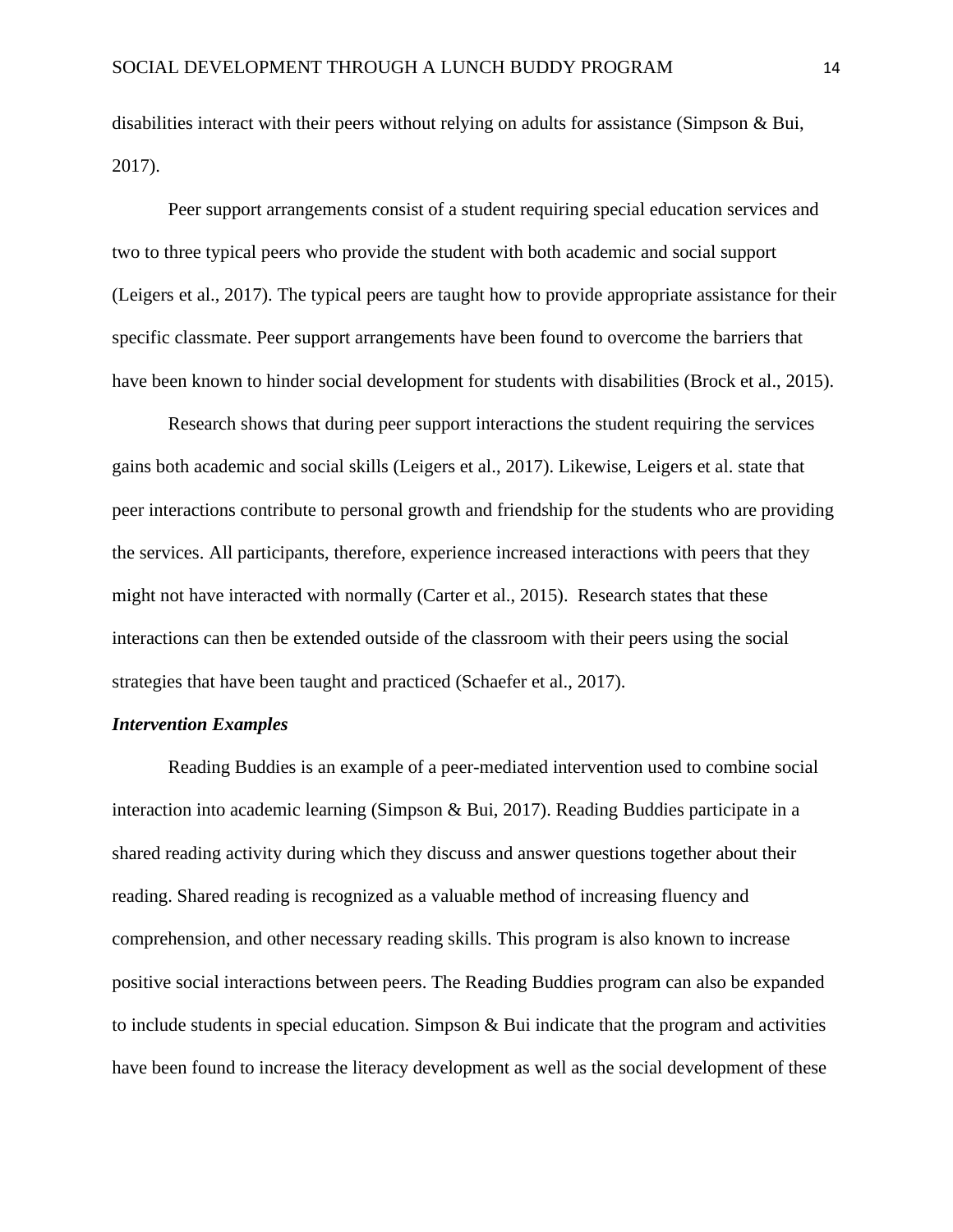disabilities interact with their peers without relying on adults for assistance (Simpson & Bui, 2017).

Peer support arrangements consist of a student requiring special education services and two to three typical peers who provide the student with both academic and social support (Leigers et al., 2017). The typical peers are taught how to provide appropriate assistance for their specific classmate. Peer support arrangements have been found to overcome the barriers that have been known to hinder social development for students with disabilities (Brock et al., 2015).

Research shows that during peer support interactions the student requiring the services gains both academic and social skills (Leigers et al., 2017). Likewise, Leigers et al. state that peer interactions contribute to personal growth and friendship for the students who are providing the services. All participants, therefore, experience increased interactions with peers that they might not have interacted with normally (Carter et al., 2015). Research states that these interactions can then be extended outside of the classroom with their peers using the social strategies that have been taught and practiced (Schaefer et al., 2017).

***Intervention Examples***

Reading Buddies is an example of a peer-mediated intervention used to combine social interaction into academic learning (Simpson & Bui, 2017). Reading Buddies participate in a shared reading activity during which they discuss and answer questions together about their reading. Shared reading is recognized as a valuable method of increasing fluency and comprehension, and other necessary reading skills. This program is also known to increase positive social interactions between peers. The Reading Buddies program can also be expanded to include students in special education. Simpson & Bui indicate that the program and activities have been found to increase the literacy development as well as the social development of these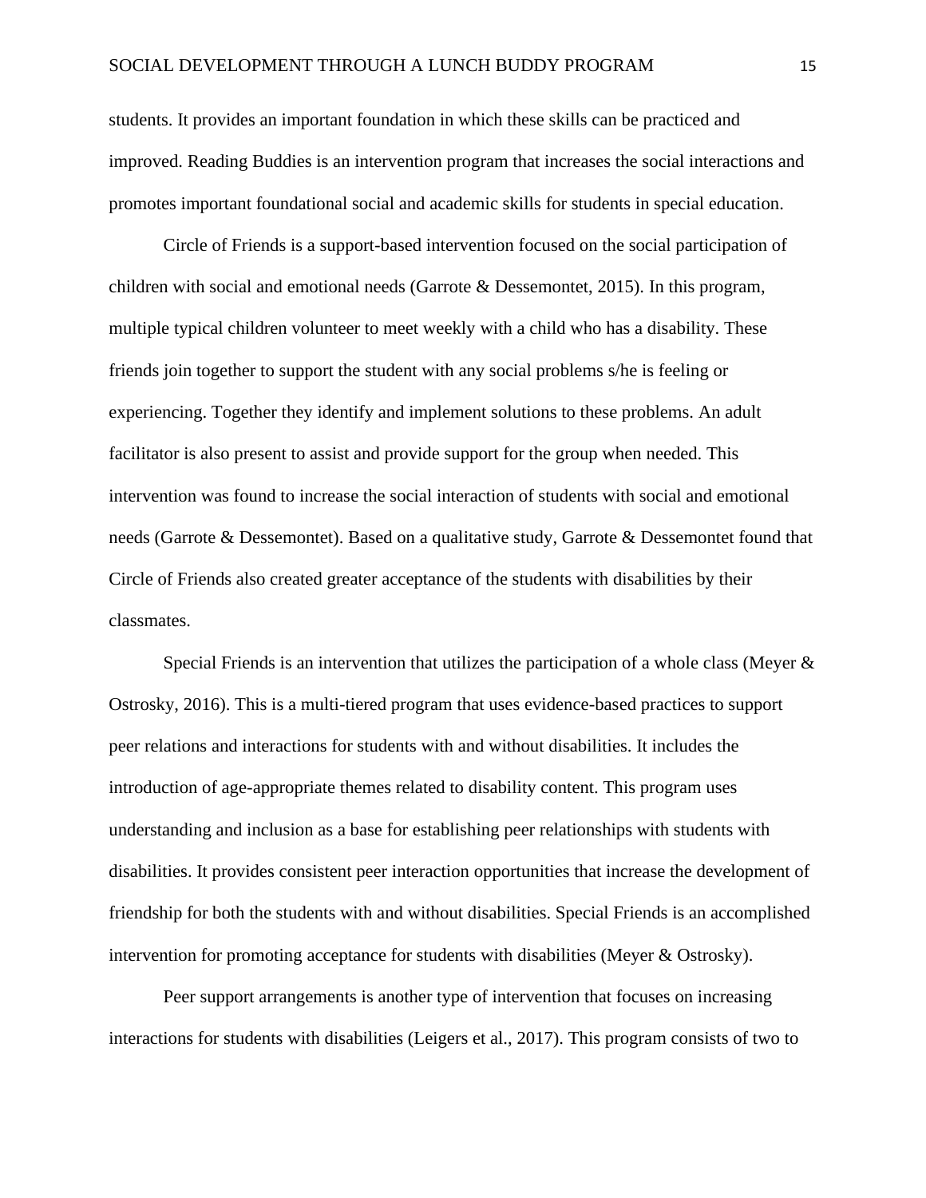students. It provides an important foundation in which these skills can be practiced and improved. Reading Buddies is an intervention program that increases the social interactions and promotes important foundational social and academic skills for students in special education.

Circle of Friends is a support-based intervention focused on the social participation of children with social and emotional needs (Garrote & Dessemontet, 2015). In this program, multiple typical children volunteer to meet weekly with a child who has a disability. These friends join together to support the student with any social problems s/he is feeling or experiencing. Together they identify and implement solutions to these problems. An adult facilitator is also present to assist and provide support for the group when needed. This intervention was found to increase the social interaction of students with social and emotional needs (Garrote & Dessemontet). Based on a qualitative study, Garrote & Dessemontet found that Circle of Friends also created greater acceptance of the students with disabilities by their classmates.

Special Friends is an intervention that utilizes the participation of a whole class (Meyer & Ostrosky, 2016). This is a multi-tiered program that uses evidence-based practices to support peer relations and interactions for students with and without disabilities. It includes the introduction of age-appropriate themes related to disability content. This program uses understanding and inclusion as a base for establishing peer relationships with students with disabilities. It provides consistent peer interaction opportunities that increase the development of friendship for both the students with and without disabilities. Special Friends is an accomplished intervention for promoting acceptance for students with disabilities (Meyer & Ostrosky).

Peer support arrangements is another type of intervention that focuses on increasing interactions for students with disabilities (Leigers et al., 2017). This program consists of two to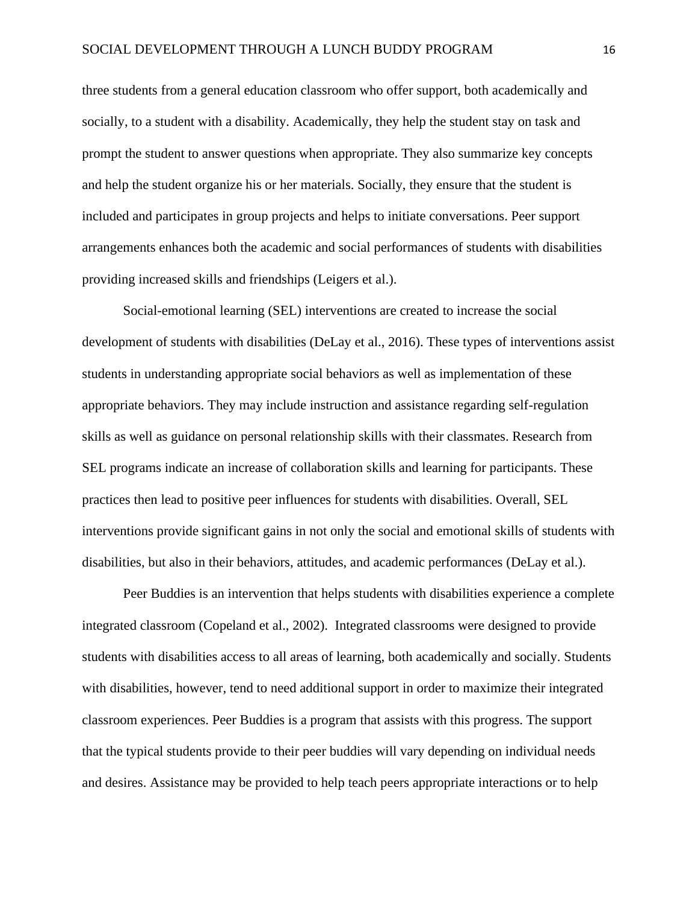three students from a general education classroom who offer support, both academically and socially, to a student with a disability. Academically, they help the student stay on task and prompt the student to answer questions when appropriate. They also summarize key concepts and help the student organize his or her materials. Socially, they ensure that the student is included and participates in group projects and helps to initiate conversations. Peer support arrangements enhances both the academic and social performances of students with disabilities providing increased skills and friendships (Leigers et al.).

Social-emotional learning (SEL) interventions are created to increase the social development of students with disabilities (DeLay et al., 2016). These types of interventions assist students in understanding appropriate social behaviors as well as implementation of these appropriate behaviors. They may include instruction and assistance regarding self-regulation skills as well as guidance on personal relationship skills with their classmates. Research from SEL programs indicate an increase of collaboration skills and learning for participants. These practices then lead to positive peer influences for students with disabilities. Overall, SEL interventions provide significant gains in not only the social and emotional skills of students with disabilities, but also in their behaviors, attitudes, and academic performances (DeLay et al.).

Peer Buddies is an intervention that helps students with disabilities experience a complete integrated classroom (Copeland et al., 2002). Integrated classrooms were designed to provide students with disabilities access to all areas of learning, both academically and socially. Students with disabilities, however, tend to need additional support in order to maximize their integrated classroom experiences. Peer Buddies is a program that assists with this progress. The support that the typical students provide to their peer buddies will vary depending on individual needs and desires. Assistance may be provided to help teach peers appropriate interactions or to help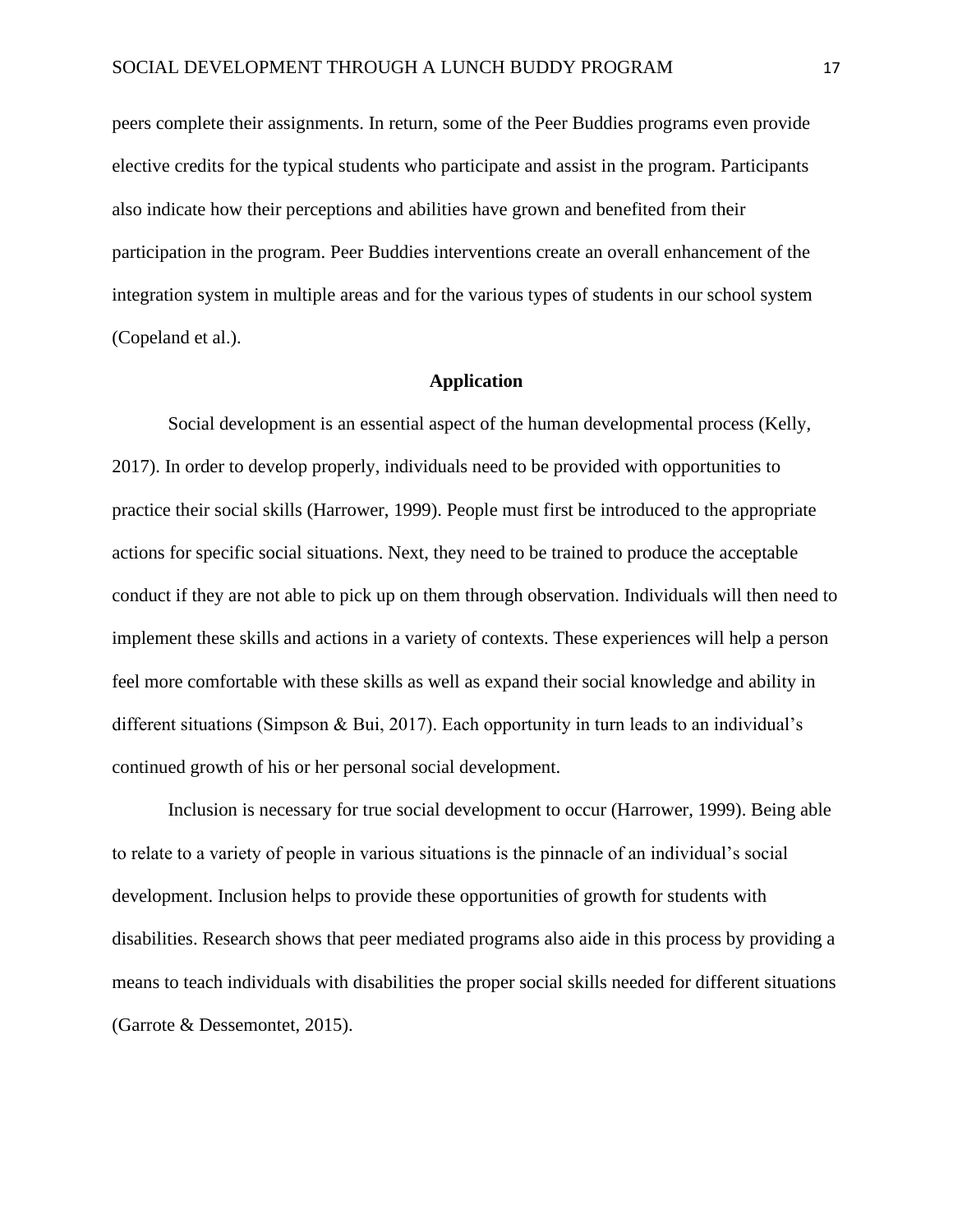peers complete their assignments. In return, some of the Peer Buddies programs even provide elective credits for the typical students who participate and assist in the program. Participants also indicate how their perceptions and abilities have grown and benefited from their participation in the program. Peer Buddies interventions create an overall enhancement of the integration system in multiple areas and for the various types of students in our school system (Copeland et al.).

## Application

Social development is an essential aspect of the human developmental process (Kelly, 2017). In order to develop properly, individuals need to be provided with opportunities to practice their social skills (Harrower, 1999). People must first be introduced to the appropriate actions for specific social situations. Next, they need to be trained to produce the acceptable conduct if they are not able to pick up on them through observation. Individuals will then need to implement these skills and actions in a variety of contexts. These experiences will help a person feel more comfortable with these skills as well as expand their social knowledge and ability in different situations (Simpson & Bui, 2017). Each opportunity in turn leads to an individual's continued growth of his or her personal social development.

Inclusion is necessary for true social development to occur (Harrower, 1999). Being able to relate to a variety of people in various situations is the pinnacle of an individual's social development. Inclusion helps to provide these opportunities of growth for students with disabilities. Research shows that peer mediated programs also aide in this process by providing a means to teach individuals with disabilities the proper social skills needed for different situations (Garrote & Dessemontet, 2015).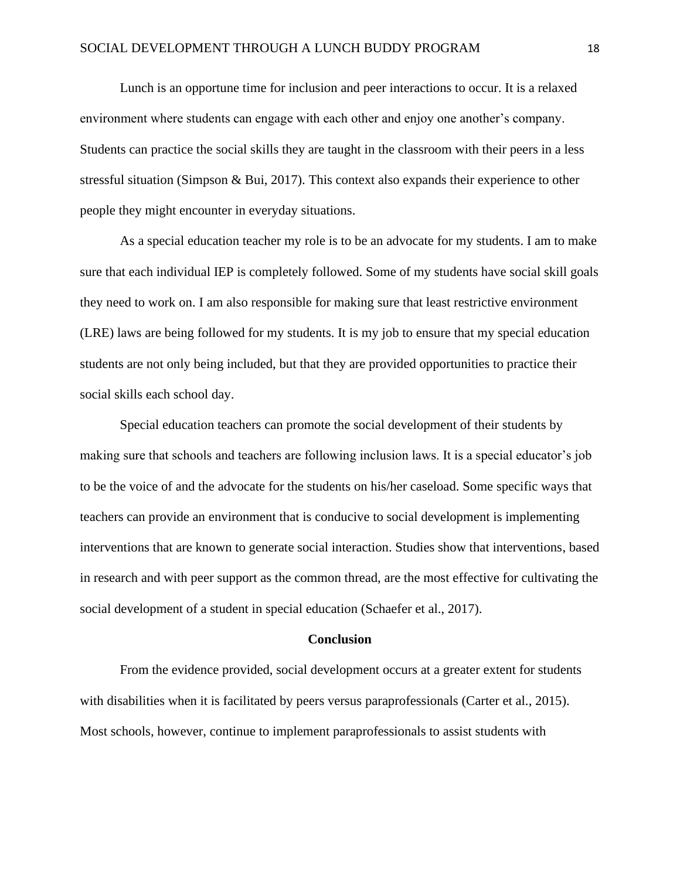Lunch is an opportune time for inclusion and peer interactions to occur. It is a relaxed environment where students can engage with each other and enjoy one another's company. Students can practice the social skills they are taught in the classroom with their peers in a less stressful situation (Simpson & Bui, 2017). This context also expands their experience to other people they might encounter in everyday situations.

As a special education teacher my role is to be an advocate for my students. I am to make sure that each individual IEP is completely followed. Some of my students have social skill goals they need to work on. I am also responsible for making sure that least restrictive environment (LRE) laws are being followed for my students. It is my job to ensure that my special education students are not only being included, but that they are provided opportunities to practice their social skills each school day.

Special education teachers can promote the social development of their students by making sure that schools and teachers are following inclusion laws. It is a special educator's job to be the voice of and the advocate for the students on his/her caseload. Some specific ways that teachers can provide an environment that is conducive to social development is implementing interventions that are known to generate social interaction. Studies show that interventions, based in research and with peer support as the common thread, are the most effective for cultivating the social development of a student in special education (Schaefer et al., 2017).

## Conclusion

From the evidence provided, social development occurs at a greater extent for students with disabilities when it is facilitated by peers versus paraprofessionals (Carter et al., 2015). Most schools, however, continue to implement paraprofessionals to assist students with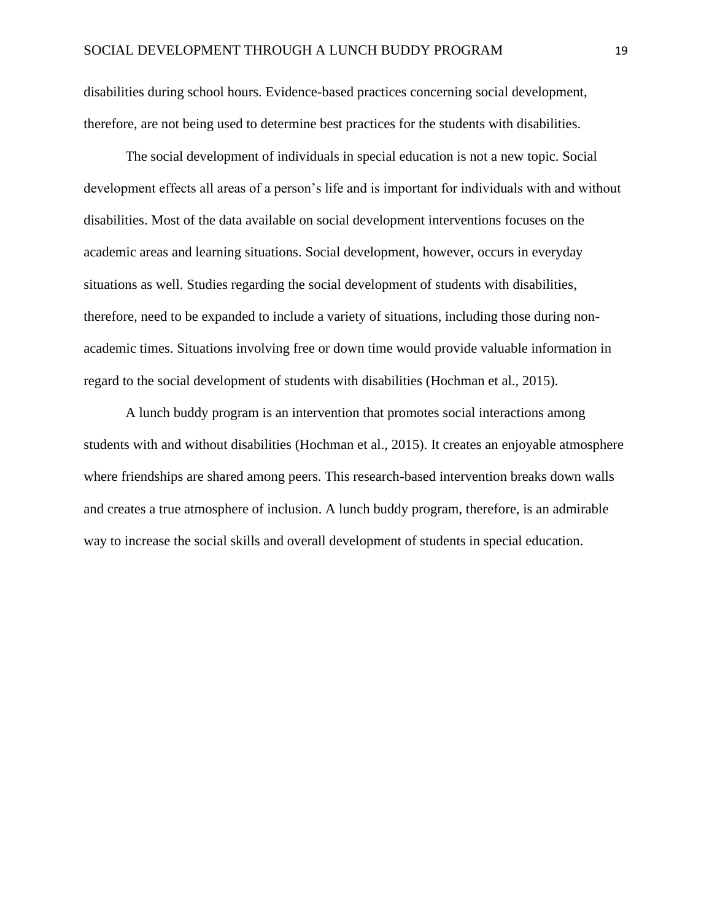disabilities during school hours. Evidence-based practices concerning social development, therefore, are not being used to determine best practices for the students with disabilities.

The social development of individuals in special education is not a new topic. Social development effects all areas of a person's life and is important for individuals with and without disabilities. Most of the data available on social development interventions focuses on the academic areas and learning situations. Social development, however, occurs in everyday situations as well. Studies regarding the social development of students with disabilities, therefore, need to be expanded to include a variety of situations, including those during non-academic times. Situations involving free or down time would provide valuable information in regard to the social development of students with disabilities (Hochman et al., 2015).

A lunch buddy program is an intervention that promotes social interactions among students with and without disabilities (Hochman et al., 2015). It creates an enjoyable atmosphere where friendships are shared among peers. This research-based intervention breaks down walls and creates a true atmosphere of inclusion. A lunch buddy program, therefore, is an admirable way to increase the social skills and overall development of students in special education.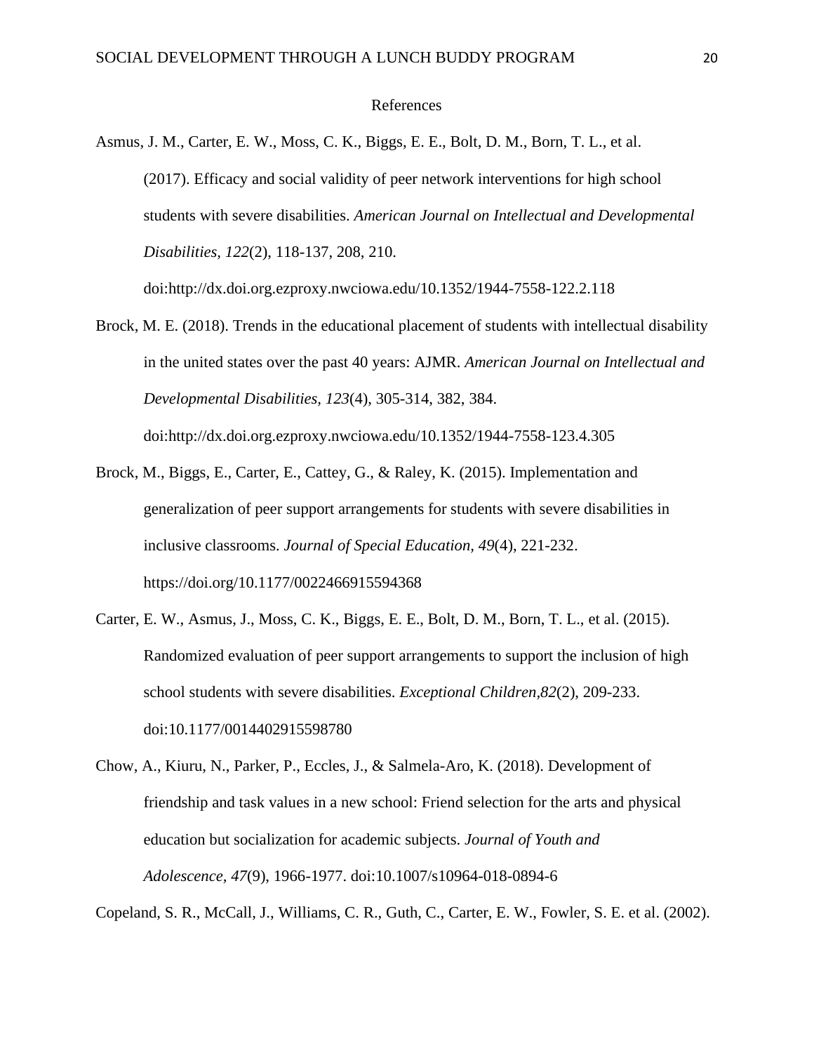# References

Asmus, J. M., Carter, E. W., Moss, C. K., Biggs, E. E., Bolt, D. M., Born, T. L., et al. (2017). Efficacy and social validity of peer network interventions for high school students with severe disabilities. *American Journal on Intellectual and Developmental Disabilities, 122*(2), 118-137, 208, 210. doi:http://dx.doi.org.ezproxy.nwciowa.edu/10.1352/1944-7558-122.2.118

Brock, M. E. (2018). Trends in the educational placement of students with intellectual disability in the united states over the past 40 years: AJMR. *American Journal on Intellectual and Developmental Disabilities, 123*(4), 305-314, 382, 384. doi:http://dx.doi.org.ezproxy.nwciowa.edu/10.1352/1944-7558-123.4.305

Brock, M., Biggs, E., Carter, E., Cattey, G., & Raley, K. (2015). Implementation and generalization of peer support arrangements for students with severe disabilities in inclusive classrooms. *Journal of Special Education, 49*(4), 221-232. https://doi.org/10.1177/0022466915594368

Carter, E. W., Asmus, J., Moss, C. K., Biggs, E. E., Bolt, D. M., Born, T. L., et al. (2015). Randomized evaluation of peer support arrangements to support the inclusion of high school students with severe disabilities. *Exceptional Children,82*(2), 209-233. doi:10.1177/0014402915598780

Chow, A., Kiuru, N., Parker, P., Eccles, J., & Salmela-Aro, K. (2018). Development of friendship and task values in a new school: Friend selection for the arts and physical education but socialization for academic subjects. *Journal of Youth and Adolescence, 47*(9), 1966-1977. doi:10.1007/s10964-018-0894-6

Copeland, S. R., McCall, J., Williams, C. R., Guth, C., Carter, E. W., Fowler, S. E. et al. (2002).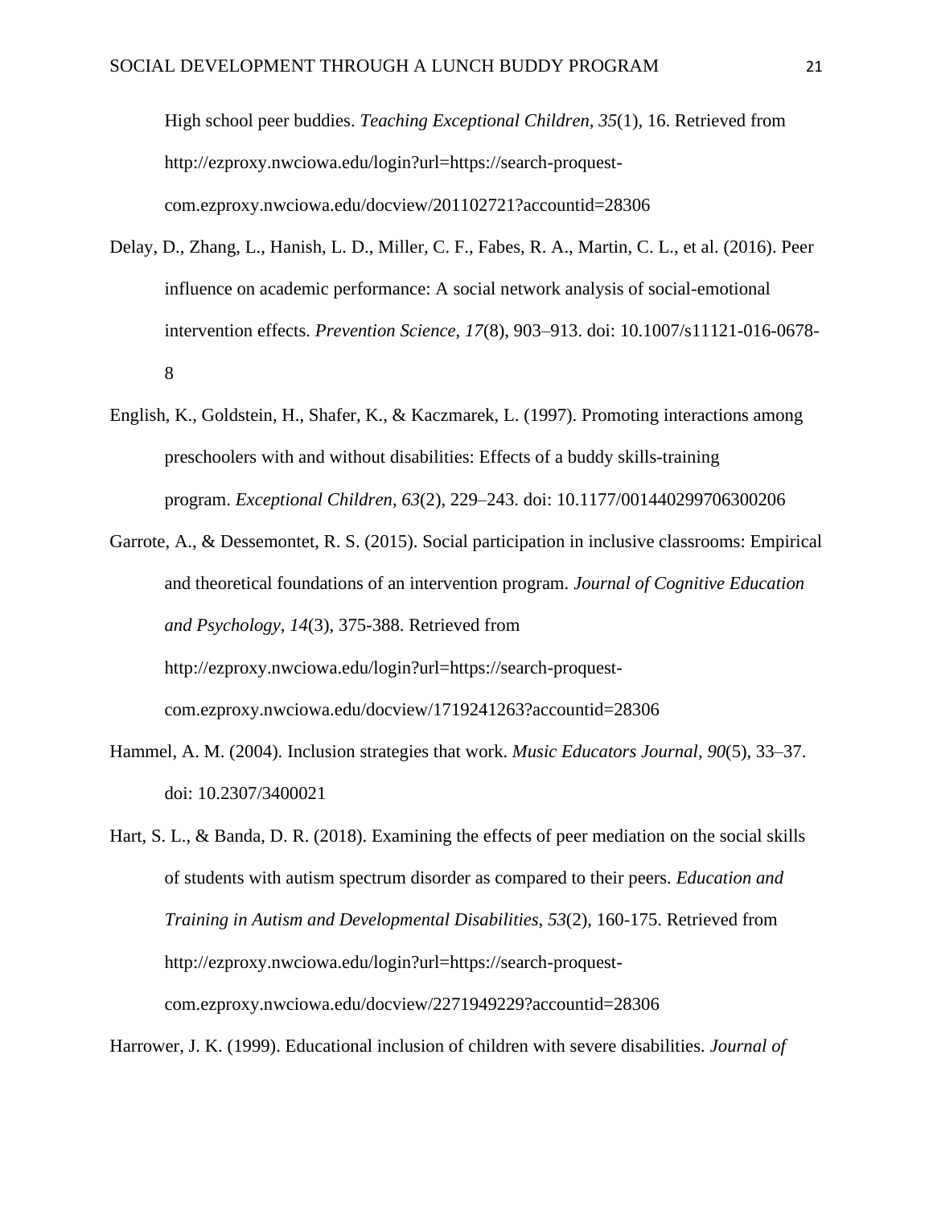High school peer buddies. *Teaching Exceptional Children, 35*(1), 16. Retrieved from http://ezproxy.nwciowa.edu/login?url=https://search-proquest-com.ezproxy.nwciowa.edu/docview/201102721?accountid=28306

Delay, D., Zhang, L., Hanish, L. D., Miller, C. F., Fabes, R. A., Martin, C. L., et al. (2016). Peer influence on academic performance: A social network analysis of social-emotional intervention effects. *Prevention Science*, *17*(8), 903–913. doi: 10.1007/s11121-016-0678-8

English, K., Goldstein, H., Shafer, K., & Kaczmarek, L. (1997). Promoting interactions among preschoolers with and without disabilities: Effects of a buddy skills-training program. *Exceptional Children*, *63*(2), 229–243. doi: 10.1177/001440299706300206

Garrote, A., & Dessemontet, R. S. (2015). Social participation in inclusive classrooms: Empirical and theoretical foundations of an intervention program. *Journal of Cognitive Education and Psychology, 14*(3), 375-388. Retrieved from http://ezproxy.nwciowa.edu/login?url=https://search-proquest-com.ezproxy.nwciowa.edu/docview/1719241263?accountid=28306

Hammel, A. M. (2004). Inclusion strategies that work. *Music Educators Journal*, *90*(5), 33–37. doi: 10.2307/3400021

Hart, S. L., & Banda, D. R. (2018). Examining the effects of peer mediation on the social skills of students with autism spectrum disorder as compared to their peers. *Education and Training in Autism and Developmental Disabilities, 53*(2), 160-175. Retrieved from http://ezproxy.nwciowa.edu/login?url=https://search-proquest-com.ezproxy.nwciowa.edu/docview/2271949229?accountid=28306

Harrower, J. K. (1999). Educational inclusion of children with severe disabilities. *Journal of*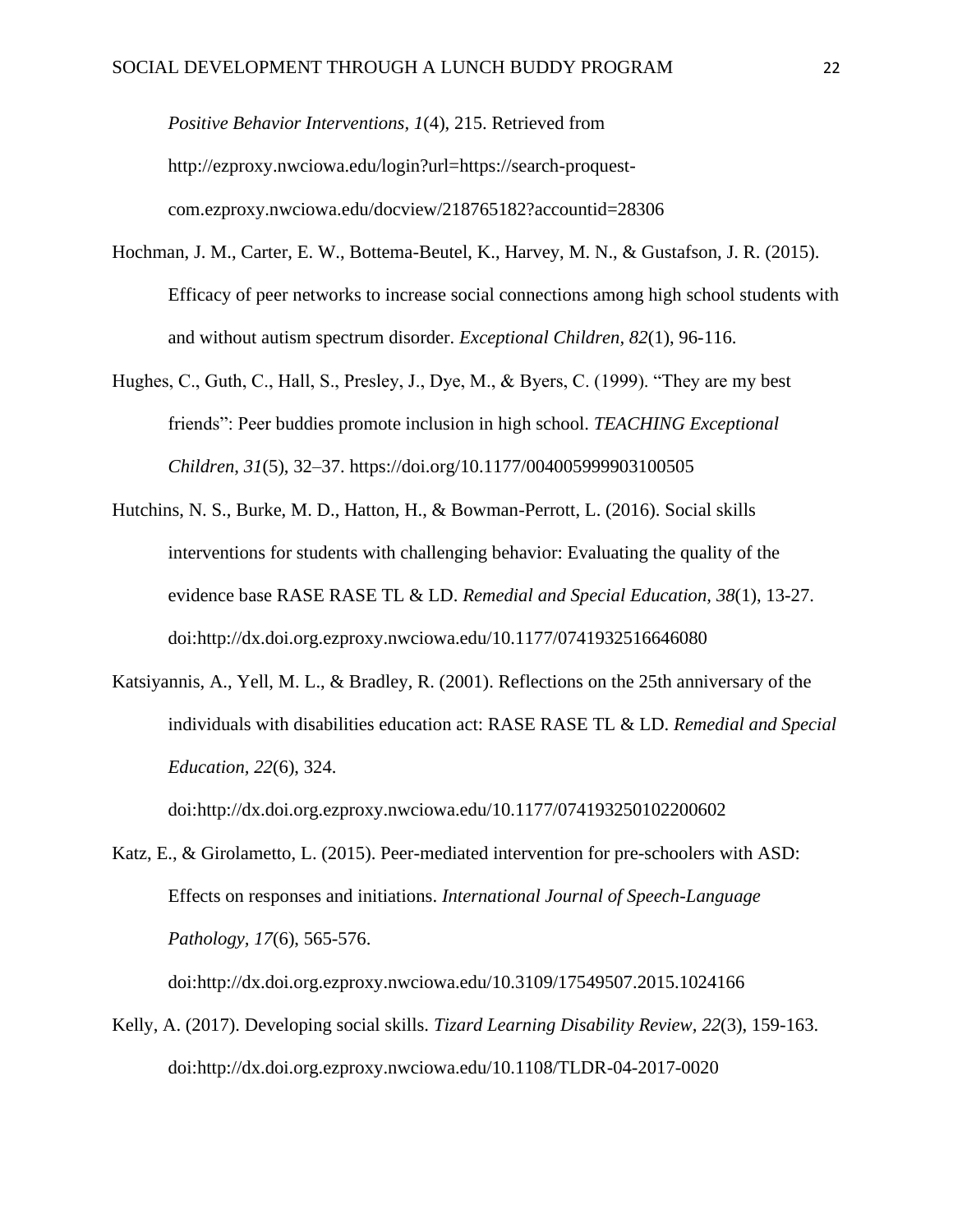*Positive Behavior Interventions, 1*(4), 215. Retrieved from http://ezproxy.nwciowa.edu/login?url=https://search-proquest-com.ezproxy.nwciowa.edu/docview/218765182?accountid=28306

Hochman, J. M., Carter, E. W., Bottema-Beutel, K., Harvey, M. N., & Gustafson, J. R. (2015). Efficacy of peer networks to increase social connections among high school students with and without autism spectrum disorder. *Exceptional Children, 82*(1), 96-116.

Hughes, C., Guth, C., Hall, S., Presley, J., Dye, M., & Byers, C. (1999). "They are my best friends": Peer buddies promote inclusion in high school. *TEACHING Exceptional Children*, *31*(5), 32–37. https://doi.org/10.1177/004005999903100505

Hutchins, N. S., Burke, M. D., Hatton, H., & Bowman-Perrott, L. (2016). Social skills interventions for students with challenging behavior: Evaluating the quality of the evidence base RASE RASE TL & LD. *Remedial and Special Education, 38*(1), 13-27. doi:http://dx.doi.org.ezproxy.nwciowa.edu/10.1177/0741932516646080

Katsiyannis, A., Yell, M. L., & Bradley, R. (2001). Reflections on the 25th anniversary of the individuals with disabilities education act: RASE RASE TL & LD. *Remedial and Special Education, 22*(6), 324. doi:http://dx.doi.org.ezproxy.nwciowa.edu/10.1177/074193250102200602

Katz, E., & Girolametto, L. (2015). Peer-mediated intervention for pre-schoolers with ASD: Effects on responses and initiations. *International Journal of Speech-Language Pathology, 17*(6), 565-576. doi:http://dx.doi.org.ezproxy.nwciowa.edu/10.3109/17549507.2015.1024166

Kelly, A. (2017). Developing social skills. *Tizard Learning Disability Review*, *22*(3), 159-163. doi:http://dx.doi.org.ezproxy.nwciowa.edu/10.1108/TLDR-04-2017-0020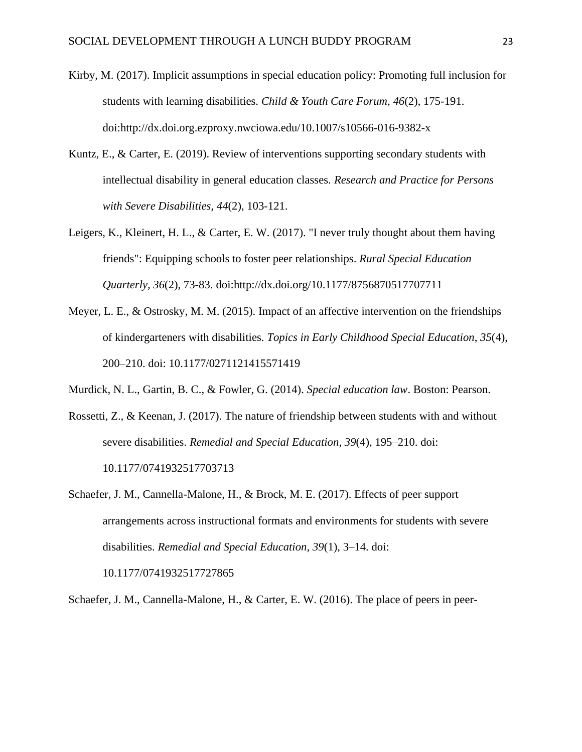Kirby, M. (2017). Implicit assumptions in special education policy: Promoting full inclusion for students with learning disabilities. *Child & Youth Care Forum, 46*(2), 175-191. doi:http://dx.doi.org.ezproxy.nwciowa.edu/10.1007/s10566-016-9382-x

Kuntz, E., & Carter, E. (2019). Review of interventions supporting secondary students with intellectual disability in general education classes. *Research and Practice for Persons with Severe Disabilities*, *44*(2), 103-121.

Leigers, K., Kleinert, H. L., & Carter, E. W. (2017). "I never truly thought about them having friends": Equipping schools to foster peer relationships. *Rural Special Education Quarterly, 36*(2), 73-83. doi:http://dx.doi.org/10.1177/8756870517707711

Meyer, L. E., & Ostrosky, M. M. (2015). Impact of an affective intervention on the friendships of kindergarteners with disabilities. *Topics in Early Childhood Special Education*, *35*(4), 200–210. doi: 10.1177/0271121415571419

Murdick, N. L., Gartin, B. C., & Fowler, G. (2014). *Special education law*. Boston: Pearson.

Rossetti, Z., & Keenan, J. (2017). The nature of friendship between students with and without severe disabilities. *Remedial and Special Education*, *39*(4), 195–210. doi: 10.1177/0741932517703713

Schaefer, J. M., Cannella-Malone, H., & Brock, M. E. (2017). Effects of peer support arrangements across instructional formats and environments for students with severe disabilities. *Remedial and Special Education*, *39*(1), 3–14. doi: 10.1177/0741932517727865

Schaefer, J. M., Cannella-Malone, H., & Carter, E. W. (2016). The place of peers in peer-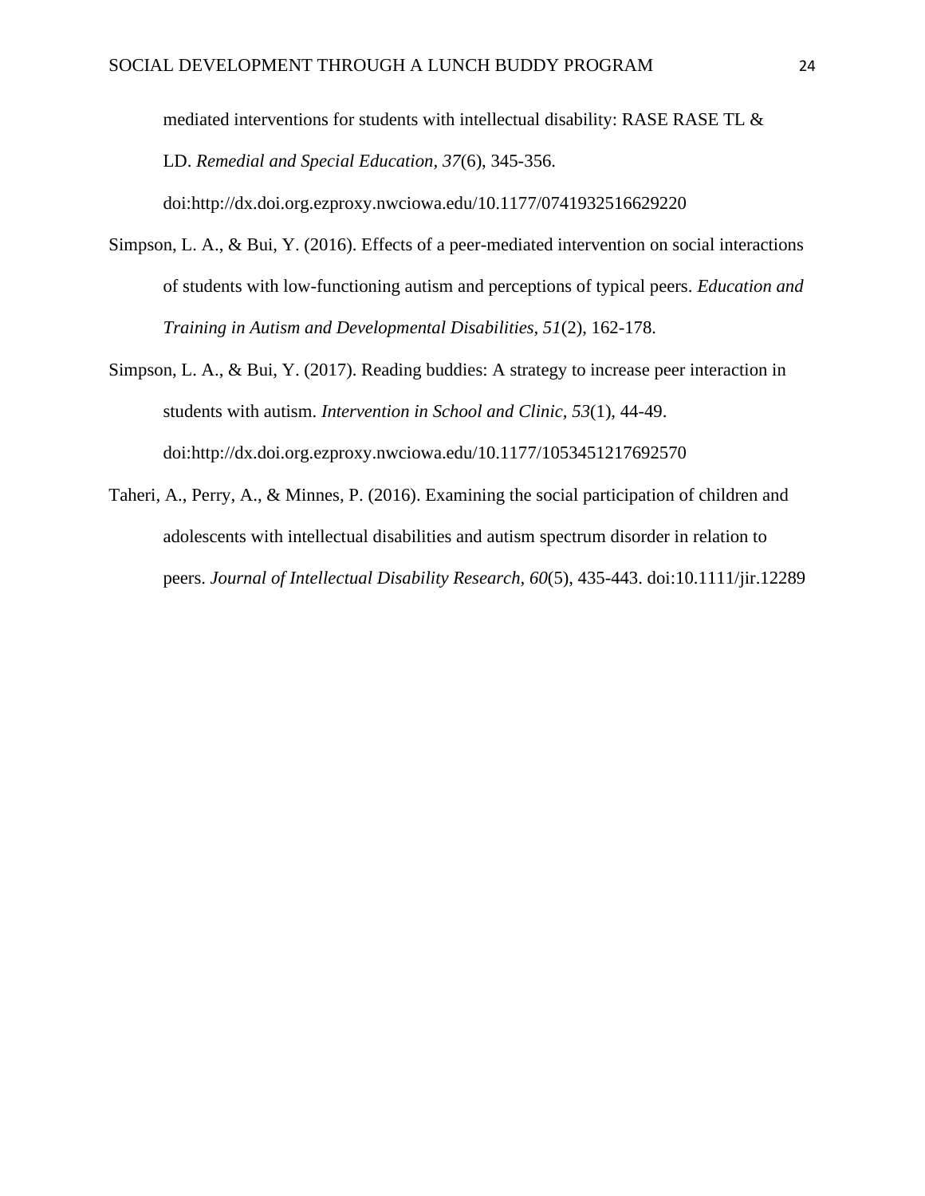mediated interventions for students with intellectual disability: RASE RASE TL & LD. *Remedial and Special Education*, *37*(6), 345-356. doi:http://dx.doi.org.ezproxy.nwciowa.edu/10.1177/0741932516629220

Simpson, L. A., & Bui, Y. (2016). Effects of a peer-mediated intervention on social interactions of students with low-functioning autism and perceptions of typical peers. *Education and Training in Autism and Developmental Disabilities*, *51*(2), 162-178.

Simpson, L. A., & Bui, Y. (2017). Reading buddies: A strategy to increase peer interaction in students with autism. *Intervention in School and Clinic, 53*(1), 44-49. doi:http://dx.doi.org.ezproxy.nwciowa.edu/10.1177/1053451217692570

Taheri, A., Perry, A., & Minnes, P. (2016). Examining the social participation of children and adolescents with intellectual disabilities and autism spectrum disorder in relation to peers. *Journal of Intellectual Disability Research, 60*(5), 435-443. doi:10.1111/jir.12289